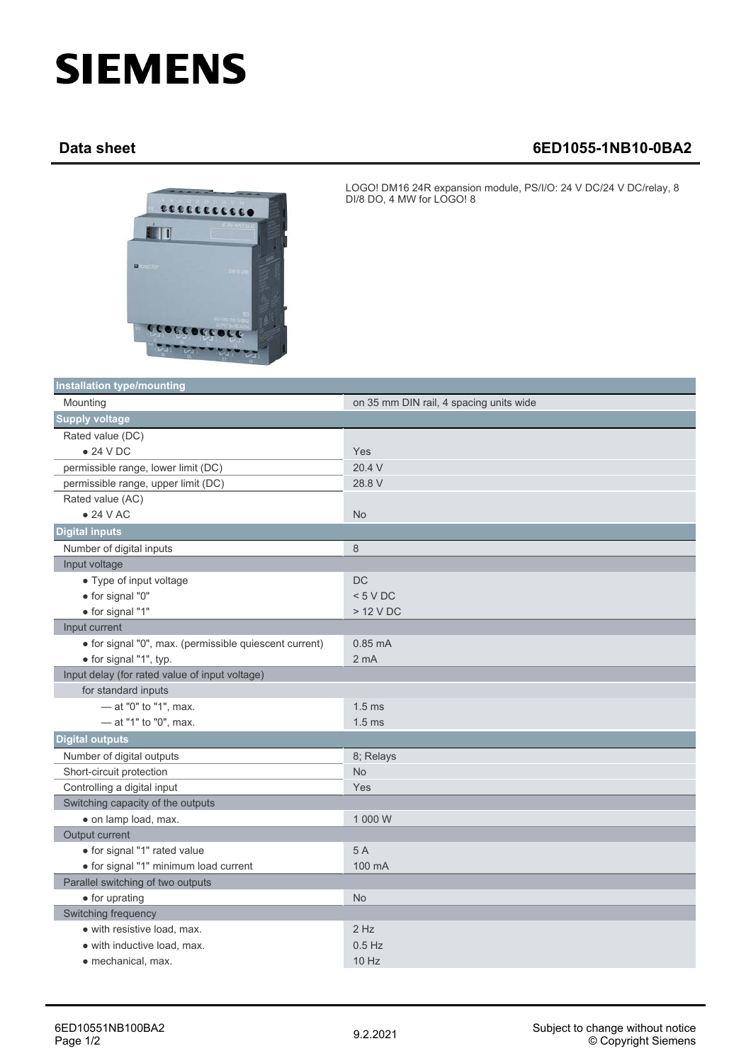# SIEMENS

## Data sheet 6ED1055-1NB10-0BA2

LOGO! DM16 24R expansion module, PS/I/O: 24 V DC/24 V DC/relay, 8 DI/8 DO, 4 MW for LOGO! 8

| Installation type/mounting | |
|---|---|
| Mounting | on 35 mm DIN rail, 4 spacing units wide |
| **Supply voltage** | |
| Rated value (DC) | |
| • 24 V DC | Yes |
| permissible range, lower limit (DC) | 20.4 V |
| permissible range, upper limit (DC) | 28.8 V |
| Rated value (AC) | |
| • 24 V AC | No |
| **Digital inputs** | |
| Number of digital inputs | 8 |
| Input voltage | |
| • Type of input voltage | DC |
| • for signal "0" | < 5 V DC |
| • for signal "1" | > 12 V DC |
| Input current | |
| • for signal "0", max. (permissible quiescent current) | 0.85 mA |
| • for signal "1", typ. | 2 mA |
| Input delay (for rated value of input voltage) | |
| for standard inputs | |
| — at "0" to "1", max. | 1.5 ms |
| — at "1" to "0", max. | 1.5 ms |
| **Digital outputs** | |
| Number of digital outputs | 8; Relays |
| Short-circuit protection | No |
| Controlling a digital input | Yes |
| Switching capacity of the outputs | |
| • on lamp load, max. | 1 000 W |
| Output current | |
| • for signal "1" rated value | 5 A |
| • for signal "1" minimum load current | 100 mA |
| Parallel switching of two outputs | |
| • for uprating | No |
| Switching frequency | |
| • with resistive load, max. | 2 Hz |
| • with inductive load, max. | 0.5 Hz |
| • mechanical, max. | 10 Hz |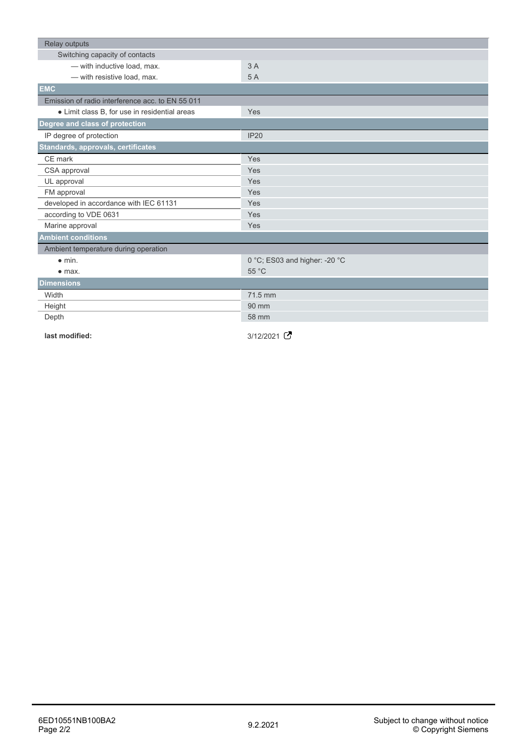| | |
|---|---|
| Relay outputs | |
| Switching capacity of contacts | |
| — with inductive load, max. | 3 A |
| — with resistive load, max. | 5 A |
| **EMC** | |
| Emission of radio interference acc. to EN 55 011 | |
| • Limit class B, for use in residential areas | Yes |
| **Degree and class of protection** | |
| IP degree of protection | IP20 |
| **Standards, approvals, certificates** | |
| CE mark | Yes |
| CSA approval | Yes |
| UL approval | Yes |
| FM approval | Yes |
| developed in accordance with IEC 61131 | Yes |
| according to VDE 0631 | Yes |
| Marine approval | Yes |
| **Ambient conditions** | |
| Ambient temperature during operation | |
| • min. | 0 °C; ES03 and higher: -20 °C |
| • max. | 55 °C |
| **Dimensions** | |
| Width | 71.5 mm |
| Height | 90 mm |
| Depth | 58 mm |

**last modified:** 3/12/2021